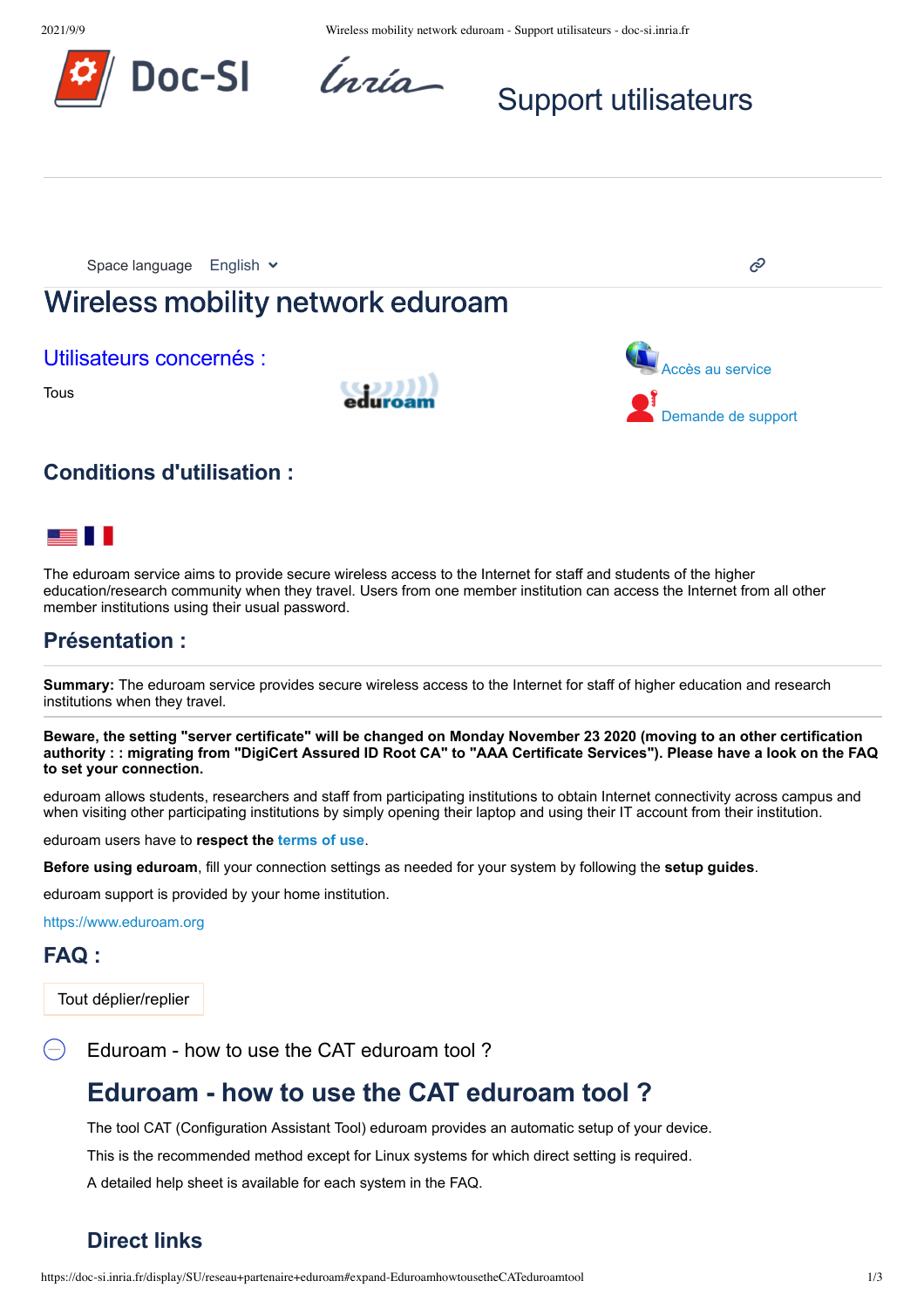Doc-SI

Support utilisateurs

Space language English

# Wireless mobility network eduroam

## Utilisateurs concernés :

Tous

Accès au service

Demande de support

## Conditions d'utilisation :

The eduroam service aims to provide secure wireless access to the Internet for staff and students of the higher education/research community when they travel. Users from one member institution can access the Internet from all other member institutions using their usual password.

## Présentation :

**Summary:** The eduroam service provides secure wireless access to the Internet for staff of higher education and research institutions when they travel.

**Beware, the setting "server certificate" will be changed on Monday November 23 2020 (moving to an other certification authority : : migrating from "DigiCert Assured ID Root CA" to "AAA Certificate Services"). Please have a look on the FAQ to set your connection.**

eduroam allows students, researchers and staff from participating institutions to obtain Internet connectivity across campus and when visiting other participating institutions by simply opening their laptop and using their IT account from their institution.

eduroam users have to **respect the terms of use**.

**Before using eduroam**, fill your connection settings as needed for your system by following the **setup guides**.

eduroam support is provided by your home institution.

https://www.eduroam.org

## FAQ :

Tout déplier/replier

Eduroam - how to use the CAT eduroam tool ?

### Eduroam - how to use the CAT eduroam tool ?

The tool CAT (Configuration Assistant Tool) eduroam provides an automatic setup of your device.

This is the recommended method except for Linux systems for which direct setting is required.

A detailed help sheet is available for each system in the FAQ.

#### Direct links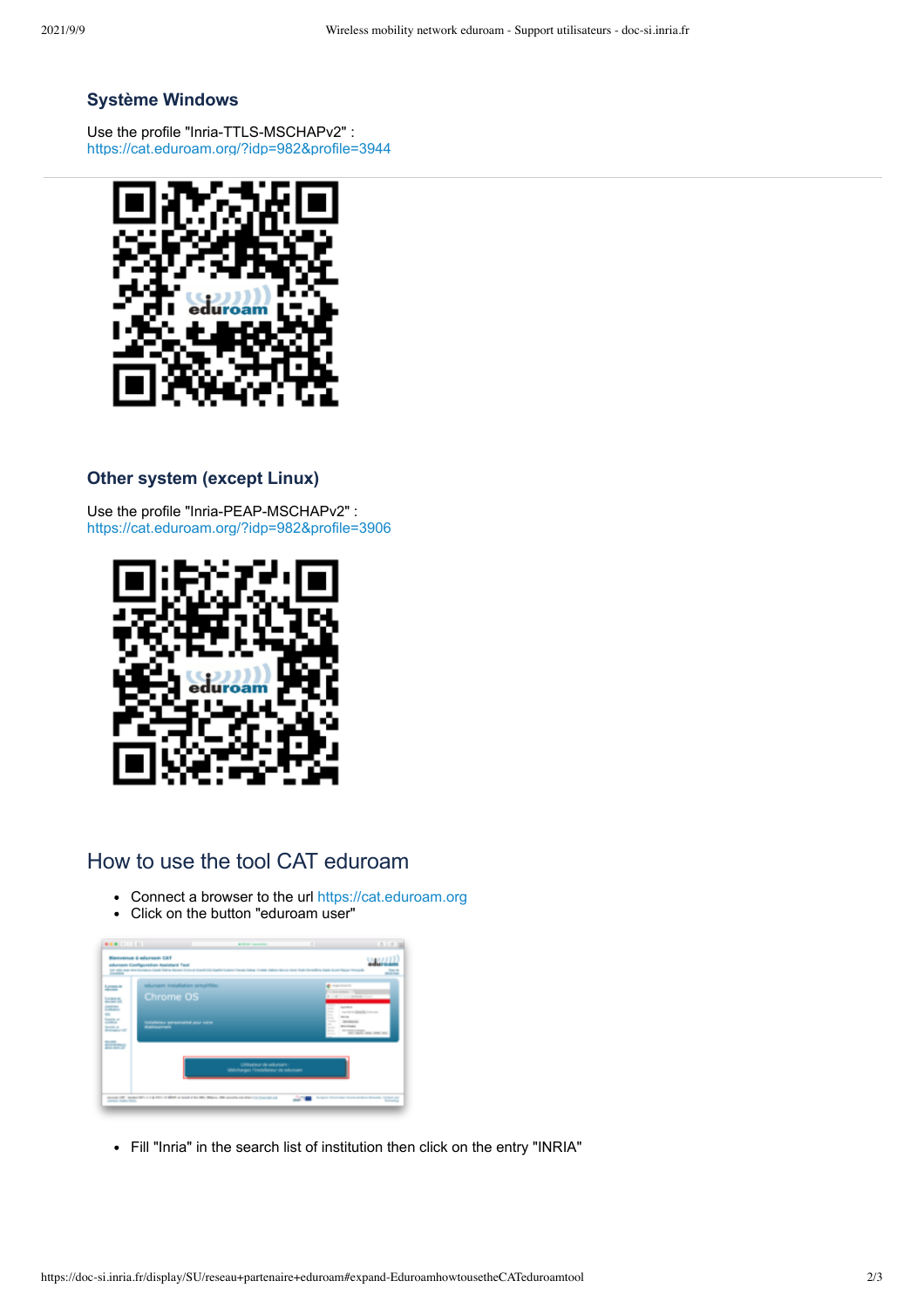### Système Windows

Use the profile "Inria-TTLS-MSCHAPv2" :
https://cat.eduroam.org/?idp=982&profile=3944

---

### Other system (except Linux)

Use the profile "Inria-PEAP-MSCHAPv2" :
https://cat.eduroam.org/?idp=982&profile=3906

## How to use the tool CAT eduroam

- Connect a browser to the url https://cat.eduroam.org
- Click on the button "eduroam user"

- Fill "Inria" in the search list of institution then click on the entry "INRIA"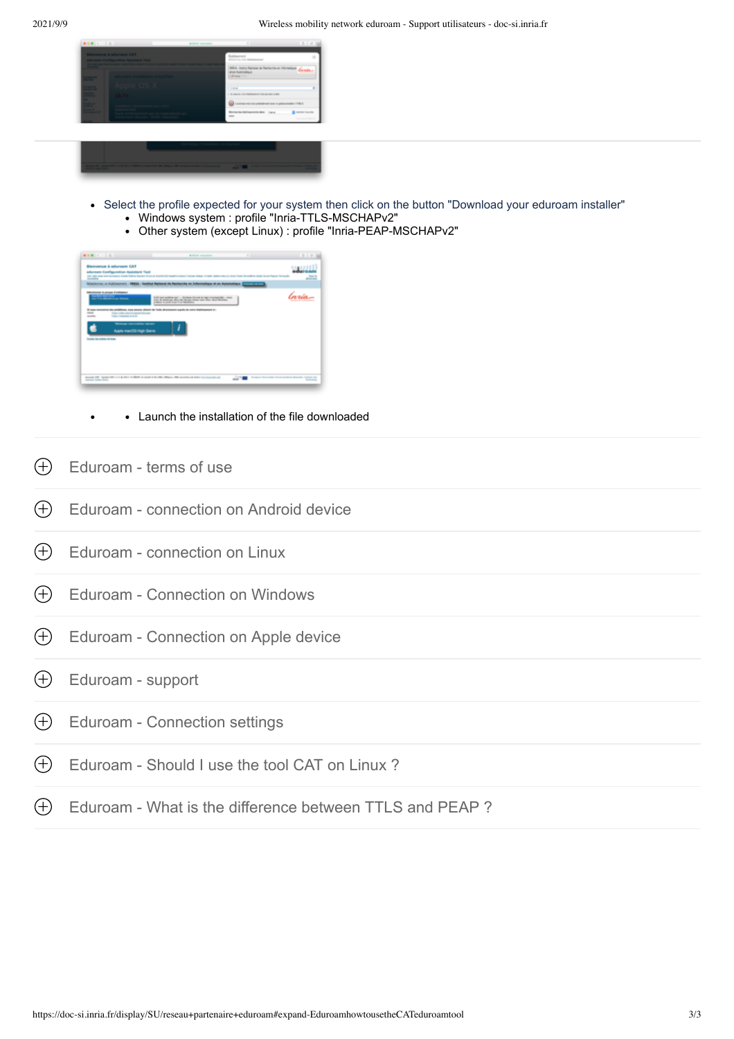- Select the profile expected for your system then click on the button "Download your eduroam installer"
  - Windows system : profile "Inria-TTLS-MSCHAPv2"
  - Other system (except Linux) : profile "Inria-PEAP-MSCHAPv2"

- 
  - Launch the installation of the file downloaded

Eduroam - terms of use

Eduroam - connection on Android device

Eduroam - connection on Linux

Eduroam - Connection on Windows

Eduroam - Connection on Apple device

Eduroam - support

Eduroam - Connection settings

Eduroam - Should I use the tool CAT on Linux ?

Eduroam - What is the difference between TTLS and PEAP ?